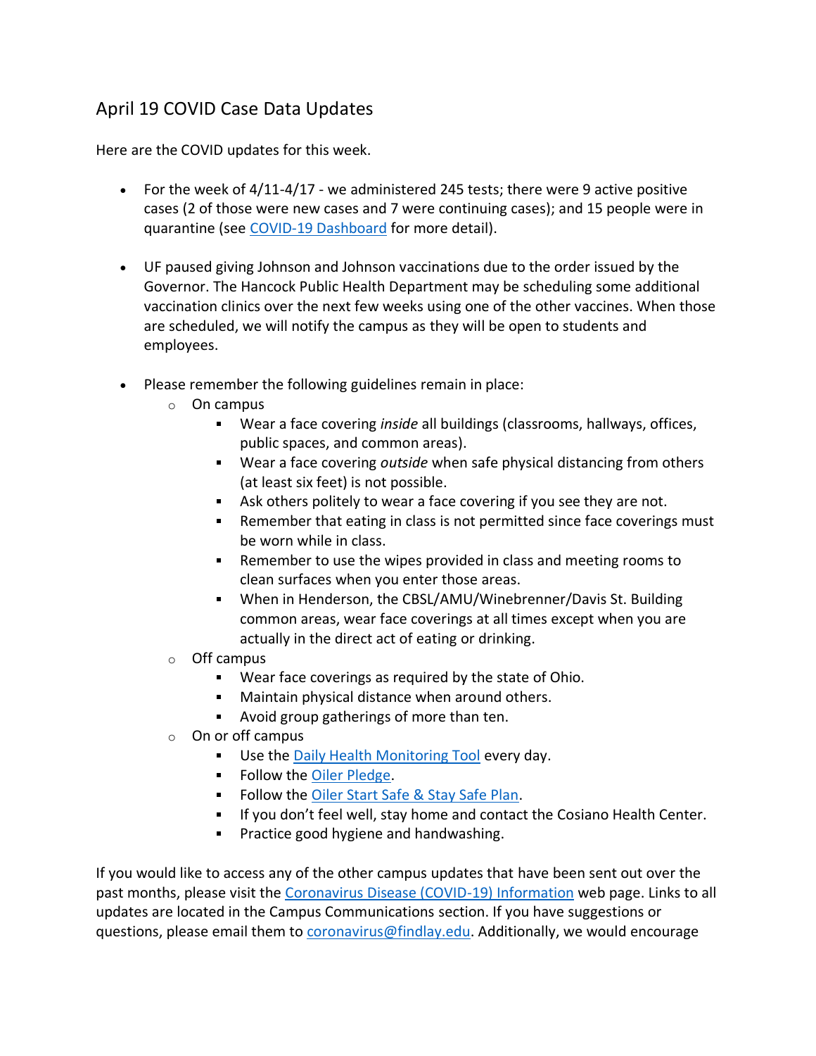## April 19 COVID Case Data Updates

Here are the COVID updates for this week.

- For the week of 4/11-4/17 - we administered 245 tests; there were 9 active positive cases (2 of those were new cases and 7 were continuing cases); and 15 people were in quarantine (see [COVID-19 Dashboard]() for more detail).

- UF paused giving Johnson and Johnson vaccinations due to the order issued by the Governor. The Hancock Public Health Department may be scheduling some additional vaccination clinics over the next few weeks using one of the other vaccines. When those are scheduled, we will notify the campus as they will be open to students and employees.

- Please remember the following guidelines remain in place:
  - On campus
    - Wear a face covering *inside* all buildings (classrooms, hallways, offices, public spaces, and common areas).
    - Wear a face covering *outside* when safe physical distancing from others (at least six feet) is not possible.
    - Ask others politely to wear a face covering if you see they are not.
    - Remember that eating in class is not permitted since face coverings must be worn while in class.
    - Remember to use the wipes provided in class and meeting rooms to clean surfaces when you enter those areas.
    - When in Henderson, the CBSL/AMU/Winebrenner/Davis St. Building common areas, wear face coverings at all times except when you are actually in the direct act of eating or drinking.
  - Off campus
    - Wear face coverings as required by the state of Ohio.
    - Maintain physical distance when around others.
    - Avoid group gatherings of more than ten.
  - On or off campus
    - Use the [Daily Health Monitoring Tool]() every day.
    - Follow the [Oiler Pledge]().
    - Follow the [Oiler Start Safe & Stay Safe Plan]().
    - If you don't feel well, stay home and contact the Cosiano Health Center.
    - Practice good hygiene and handwashing.

If you would like to access any of the other campus updates that have been sent out over the past months, please visit the [Coronavirus Disease (COVID-19) Information]() web page. Links to all updates are located in the Campus Communications section. If you have suggestions or questions, please email them to [coronavirus@findlay.edu](mailto:coronavirus@findlay.edu). Additionally, we would encourage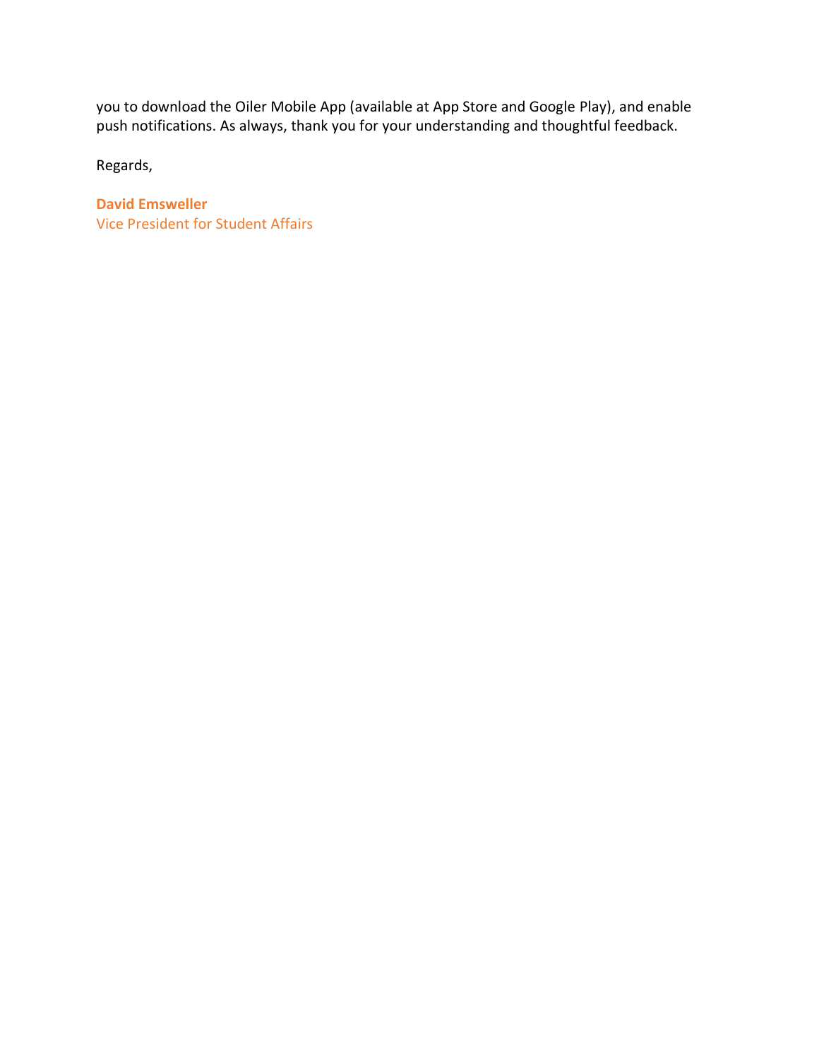you to download the Oiler Mobile App (available at App Store and Google Play), and enable push notifications. As always, thank you for your understanding and thoughtful feedback.

Regards,

**David Emsweller**
Vice President for Student Affairs